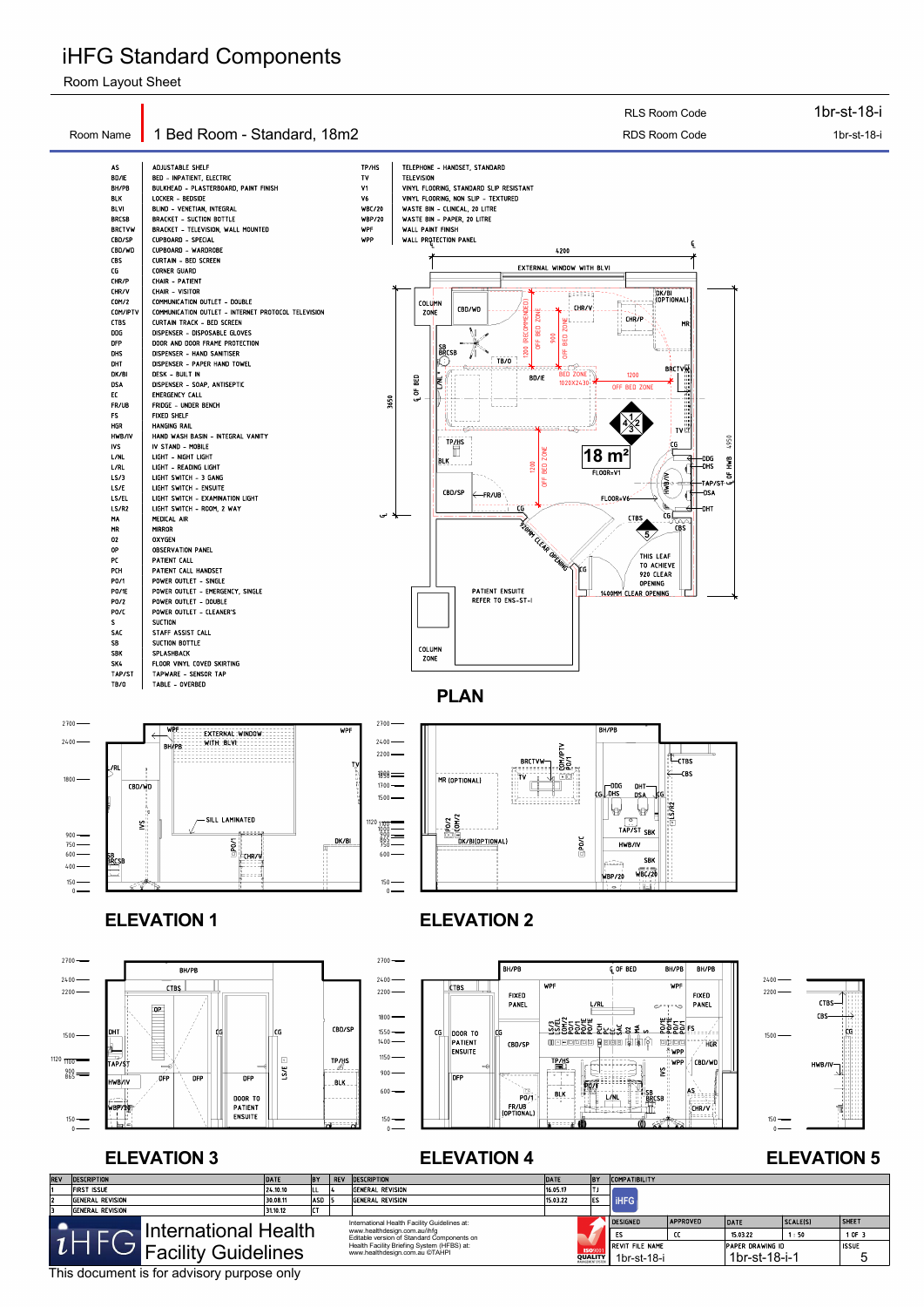# iHFG Standard Components

Room Layout Sheet

| Room Name | 1 Bed Room - Standard, 18m2 | RLS Room Code | 1br-st-18-i |
|---|---|---|---|
| | | RDS Room Code | 1br-st-18-i |

| Code | Description |
|---|---|
| AS | ADJUSTABLE SHELF |
| BD/E | BED - INPATIENT, ELECTRIC |
| BH/PB | BULKHEAD - PLASTERBOARD, PAINT FINISH |
| BLK | LOCKER - BEDSIDE |
| BLVI | BLIND - VENETIAN, INTEGRAL |
| BRCSB | BRACKET - SUCTION BOTTLE |
| BRCTVW | BRACKET - TELEVISION, WALL MOUNTED |
| CBD/SP | CUPBOARD - SPECIAL |
| CBD/WD | CUPBOARD - WARDROBE |
| CBS | CURTAIN - BED SCREEN |
| CG | CORNER GUARD |
| CHR/P | CHAIR - PATIENT |
| CHR/V | CHAIR - VISITOR |
| COM/2 | COMMUNICATION OUTLET - DOUBLE |
| COM/IPTV | COMMUNICATION OUTLET - INTERNET PROTOCOL TELEVISION |
| CTBS | CURTAIN TRACK - BED SCREEN |
| DDG | DISPENSER - DISPOSABLE GLOVES |
| DFP | DOOR AND DOOR FRAME PROTECTION |
| DHS | DISPENSER - HAND SANITISER |
| DHT | DISPENSER - PAPER HAND TOWEL |
| DK/BI | DESK - BUILT IN |
| DSA | DISPENSER - SOAP, ANTISEPTIC |
| EC | EMERGENCY CALL |
| FR/UB | FRIDGE - UNDER BENCH |
| FS | FIXED SHELF |
| HGR | HANGING RAIL |
| HWB/IV | HAND WASH BASIN - INTEGRAL VANITY |
| IVS | IV STAND - MOBILE |
| L/NL | LIGHT - NIGHT LIGHT |
| L/RL | LIGHT - READING LIGHT |
| LS/3 | LIGHT SWITCH - 3 GANG |
| LS/E | LIGHT SWITCH - ENSUITE |
| LS/EL | LIGHT SWITCH - EXAMINATION LIGHT |
| LS/R2 | LIGHT SWITCH - ROOM, 2 WAY |
| MA | MEDICAL AIR |
| MR | MIRROR |
| O2 | OXYGEN |
| OP | OBSERVATION PANEL |
| PC | PATIENT CALL |
| PCH | PATIENT CALL HANDSET |
| PO/1 | POWER OUTLET - SINGLE |
| PO/1E | POWER OUTLET - EMERGENCY, SINGLE |
| PO/2 | POWER OUTLET - DOUBLE |
| PO/C | POWER OUTLET - CLEANER'S |
| S | SUCTION |
| SAC | STAFF ASSIST CALL |
| SB | SUCTION BOTTLE |
| SBK | SPLASHBACK |
| SK4 | FLOOR VINYL COVED SKIRTING |
| TAP/ST | TAPWARE - SENSOR TAP |
| TB/O | TABLE - OVERBED |
| TP/HS | TELEPHONE - HANDSET, STANDARD |
| TV | TELEVISION |
| V1 | VINYL FLOORING, STANDARD SLIP RESISTANT |
| V6 | VINYL FLOORING, NON SLIP - TEXTURED |
| WBC/20 | WASTE BIN - CLINICAL, 20 LITRE |
| WBP/20 | WASTE BIN - PAPER, 20 LITRE |
| WPF | WALL PAINT FINISH |
| WPP | WALL PROTECTION PANEL |

## PLAN

EXTERNAL WINDOW WITH BLVI · 4200 · 3650 · 4950 · 18 m² · FLOOR=V1 · FLOOR=V6 · 1200 (RECOMMENDED) OFF BED ZONE · 900 OFF BED ZONE · BED ZONE 1020X2430 · 1200 OFF BED ZONE · 1200 OFF BED ZONE · 920MM CLEAR OPENING · THIS LEAF TO ACHIEVE 920 CLEAR OPENING · 1400MM CLEAR OPENING · PATIENT ENSUITE REFER TO ENS-ST-I · COLUMN ZONE · DK/BI (OPTIONAL)

## ELEVATION 1

## ELEVATION 2

## ELEVATION 3

## ELEVATION 4

## ELEVATION 5

| REV | DESCRIPTION | DATE | BY | REV | DESCRIPTION | DATE | BY |
|---|---|---|---|---|---|---|---|
| 1 | FIRST ISSUE | 24.10.10 | LL | 4 | GENERAL REVISION | 16.05.17 | TJ |
| 2 | GENERAL REVISION | 30.08.11 | ASD | 5 | GENERAL REVISION | 15.03.22 | ES |
| 3 | GENERAL REVISION | 31.10.12 | CT | | | | |

COMPATIBILITY: iHFG

| DESIGNED | APPROVED | DATE | SCALE(S) | SHEET |
|---|---|---|---|---|
| ES | CC | 15.03.22 | 1 : 50 | 1 OF 3 |

| REVIT FILE NAME | PAPER DRAWING ID | ISSUE |
|---|---|---|
| 1br-st-18-i | 1br-st-18-i-1 | 5 |

iHFG International Health Facility Guidelines

International Health Facility Guidelines at: www.healthdesign.com.au/ihfg
Editable version of Standard Components on Health Facility Briefing System (HFBS) at: www.healthdesign.com.au ©TAHPI

This document is for advisory purpose only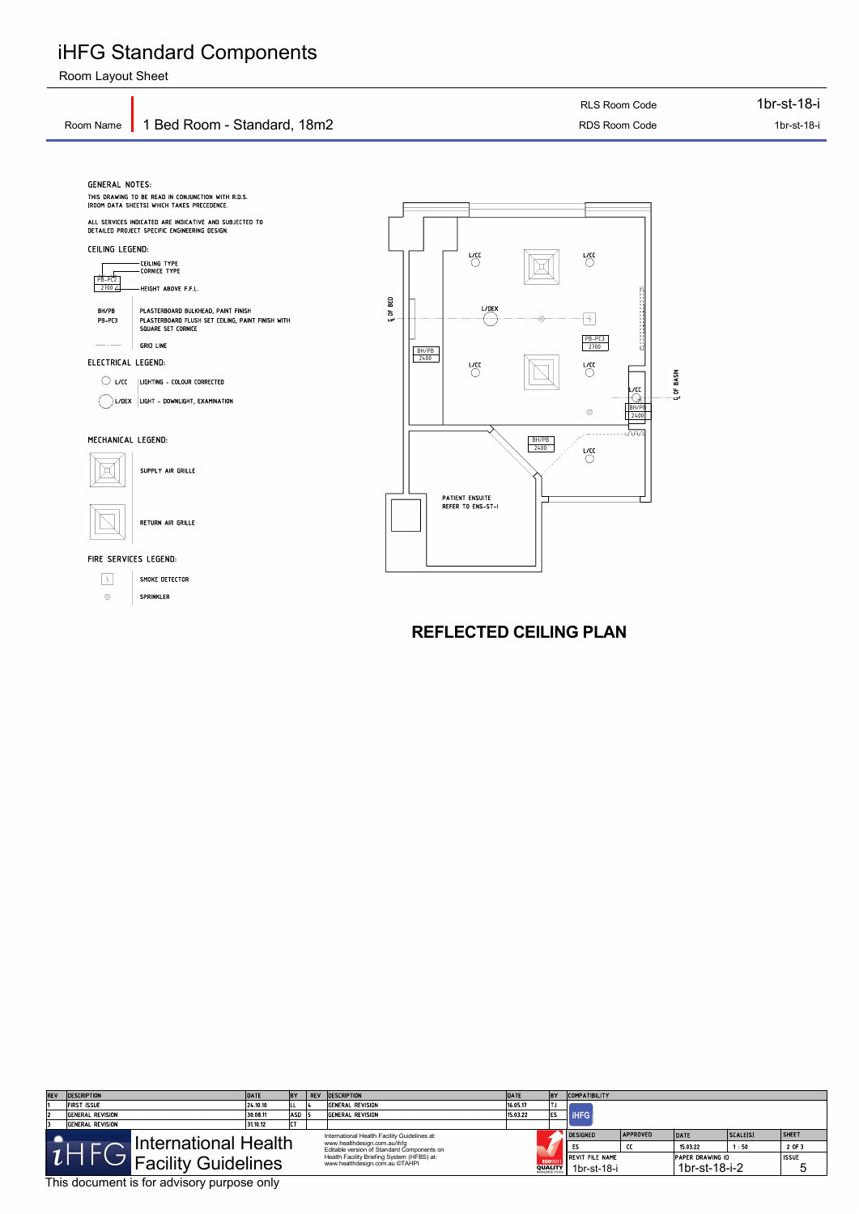# iHFG Standard Components

Room Layout Sheet

| Room Name | 1 Bed Room - Standard, 18m2 | RLS Room Code | 1br-st-18-i |
|---|---|---|---|
| | | RDS Room Code | 1br-st-18-i |

GENERAL NOTES:

THIS DRAWING TO BE READ IN CONJUNCTION WITH R.D.S. (ROOM DATA SHEETS) WHICH TAKES PRECEDENCE.

ALL SERVICES INDICATED ARE INDICATIVE AND SUBJECTED TO DETAILED PROJECT SPECIFIC ENGINEERING DESIGN.

CEILING LEGEND:

PB-PC2 — CEILING TYPE, CORNICE TYPE
2700 — HEIGHT ABOVE F.F.L.

| | |
|---|---|
| BH/PB | PLASTERBOARD BULKHEAD, PAINT FINISH |
| PB-PC3 | PLASTERBOARD FLUSH SET CEILING, PAINT FINISH WITH SQUARE SET CORNICE |
| | GRID LINE |

ELECTRICAL LEGEND:

| | |
|---|---|
| L/CC | LIGHTING - COLOUR CORRECTED |
| L/DEX | LIGHT - DOWNLIGHT, EXAMINATION |

MECHANICAL LEGEND:

- SUPPLY AIR GRILLE
- RETURN AIR GRILLE

FIRE SERVICES LEGEND:

- SMOKE DETECTOR
- SPRINKLER

## REFLECTED CEILING PLAN

| REV | DESCRIPTION | DATE | BY | REV | DESCRIPTION | DATE | BY |
|---|---|---|---|---|---|---|---|
| 1 | FIRST ISSUE | 24.10.10 | LL | 4 | GENERAL REVISION | 16.05.17 | TJ |
| 2 | GENERAL REVISION | 30.08.11 | ASD | 5 | GENERAL REVISION | 15.03.22 | ES |
| 3 | GENERAL REVISION | 31.10.12 | CT | | | | |

International Health Facility Guidelines

International Health Facility Guidelines at: www.healthdesign.com.au/ihfg
Editable version of Standard Components on Health Facility Briefing System (HFBS) at: www.healthdesign.com.au ©TAHPI

| DESIGNED | APPROVED | DATE | SCALE(S) | SHEET |
|---|---|---|---|---|
| ES | CC | 15.03.22 | 1 : 50 | 2 OF 3 |
| REVIT FILE NAME: 1br-st-18-i | | PAPER DRAWING ID: 1br-st-18-i-2 | | ISSUE: 5 |

This document is for advisory purpose only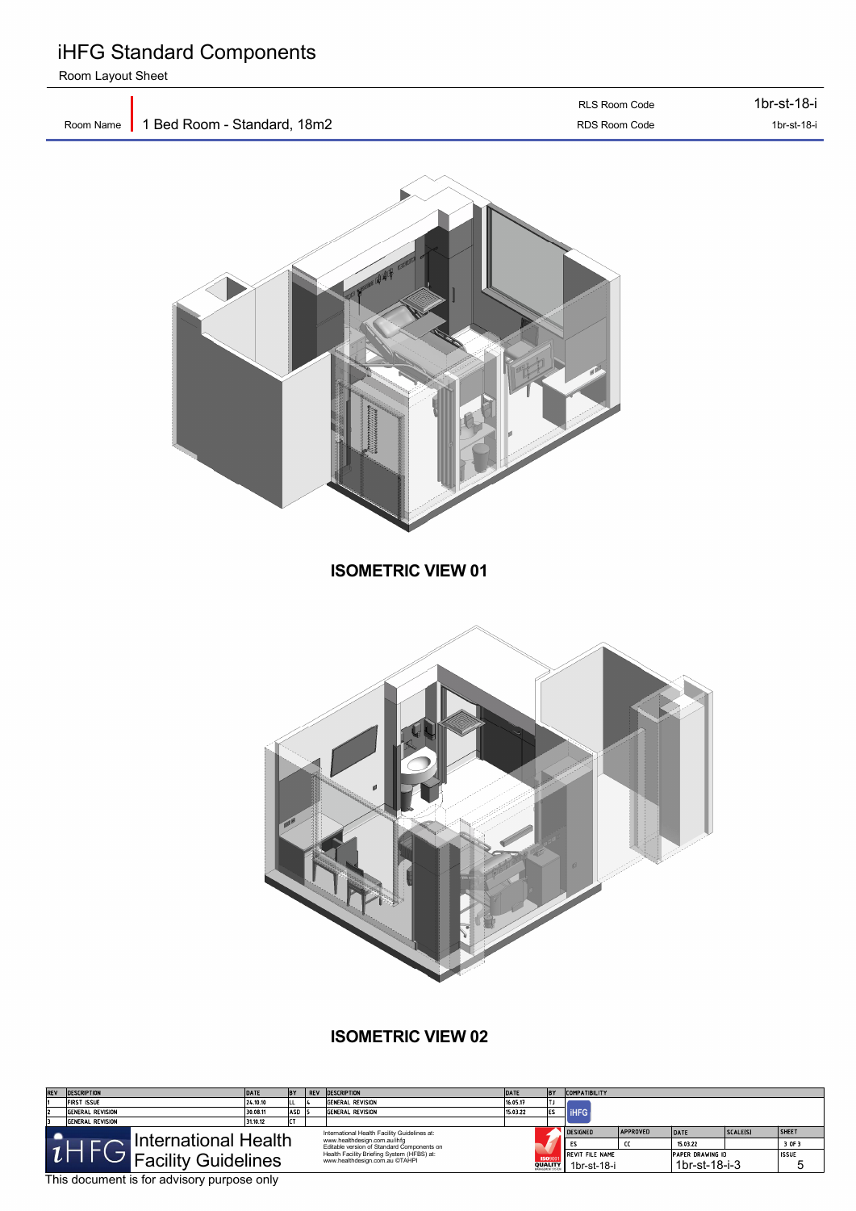# iHFG Standard Components

Room Layout Sheet

| | | | |
|---|---|---|---|
| Room Name | 1 Bed Room - Standard, 18m2 | RLS Room Code | 1br-st-18-i |
| | | RDS Room Code | 1br-st-18-i |

**ISOMETRIC VIEW 01**

**ISOMETRIC VIEW 02**

| REV | DESCRIPTION | DATE | BY | REV | DESCRIPTION | DATE | BY |
|---|---|---|---|---|---|---|---|
| 1 | FIRST ISSUE | 24.10.10 | LL | 4 | GENERAL REVISION | 16.05.17 | TJ |
| 2 | GENERAL REVISION | 30.08.11 | ASD | 5 | GENERAL REVISION | 15.03.22 | ES |
| 3 | GENERAL REVISION | 31.10.12 | CT | | | | |

COMPATIBILITY: iHFG

International Health Facility Guidelines

International Health Facility Guidelines at: www.healthdesign.com.au/ihfg
Editable version of Standard Components on Health Facility Briefing System (HFBS) at: www.healthdesign.com.au ©TAHPI

| DESIGNED | APPROVED | DATE | SCALE(S) | SHEET |
|---|---|---|---|---|
| ES | CC | 15.03.22 | | 3 OF 3 |

| REVIT FILE NAME | PAPER DRAWING ID | ISSUE |
|---|---|---|
| 1br-st-18-i | 1br-st-18-i-3 | 5 |

This document is for advisory purpose only